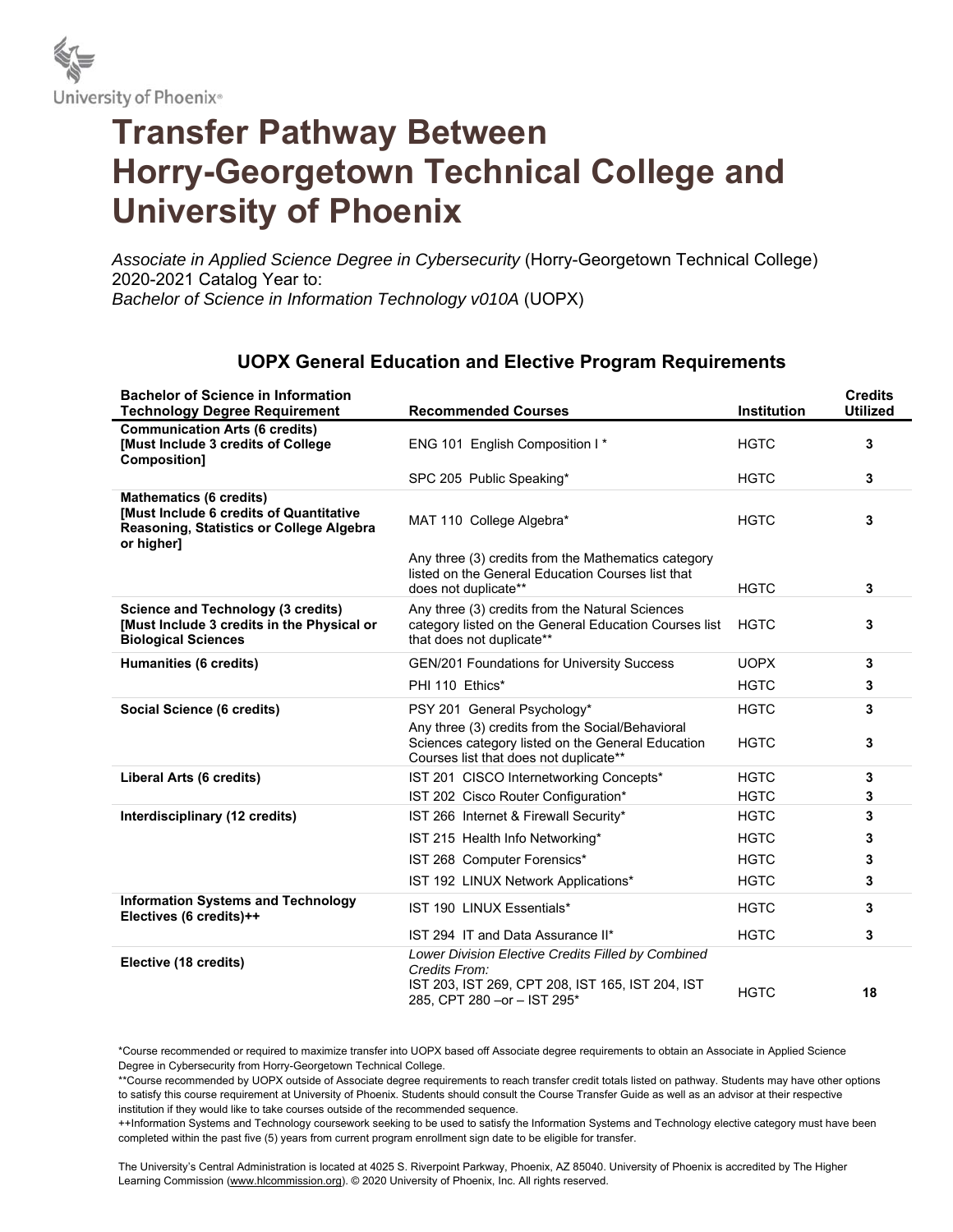University of Phoenix®

# Transfer Pathway Between Horry-Georgetown Technical College and University of Phoenix

*Associate in Applied Science Degree in Cybersecurity* (Horry-Georgetown Technical College) 2020-2021 Catalog Year to:
*Bachelor of Science in Information Technology v010A* (UOPX)

## UOPX General Education and Elective Program Requirements

| Bachelor of Science in Information Technology Degree Requirement | Recommended Courses | Institution | Credits Utilized |
|---|---|---|---|
| **Communication Arts (6 credits) [Must Include 3 credits of College Composition]** | ENG 101 English Composition I * | HGTC | **3** |
| | SPC 205 Public Speaking* | HGTC | **3** |
| **Mathematics (6 credits) [Must Include 6 credits of Quantitative Reasoning, Statistics or College Algebra or higher]** | MAT 110 College Algebra* | HGTC | **3** |
| | Any three (3) credits from the Mathematics category listed on the General Education Courses list that does not duplicate** | HGTC | **3** |
| **Science and Technology (3 credits) [Must Include 3 credits in the Physical or Biological Sciences** | Any three (3) credits from the Natural Sciences category listed on the General Education Courses list that does not duplicate** | HGTC | **3** |
| **Humanities (6 credits)** | GEN/201 Foundations for University Success | UOPX | **3** |
| | PHI 110 Ethics* | HGTC | **3** |
| **Social Science (6 credits)** | PSY 201 General Psychology* | HGTC | **3** |
| | Any three (3) credits from the Social/Behavioral Sciences category listed on the General Education Courses list that does not duplicate** | HGTC | **3** |
| **Liberal Arts (6 credits)** | IST 201 CISCO Internetworking Concepts* | HGTC | **3** |
| | IST 202 Cisco Router Configuration* | HGTC | **3** |
| **Interdisciplinary (12 credits)** | IST 266 Internet & Firewall Security* | HGTC | **3** |
| | IST 215 Health Info Networking* | HGTC | **3** |
| | IST 268 Computer Forensics* | HGTC | **3** |
| | IST 192 LINUX Network Applications* | HGTC | **3** |
| **Information Systems and Technology Electives (6 credits)++** | IST 190 LINUX Essentials* | HGTC | **3** |
| | IST 294 IT and Data Assurance II* | HGTC | **3** |
| **Elective (18 credits)** | *Lower Division Elective Credits Filled by Combined Credits From:* IST 203, IST 269, CPT 208, IST 165, IST 204, IST 285, CPT 280 –or – IST 295* | HGTC | **18** |

*Course recommended or required to maximize transfer into UOPX based off Associate degree requirements to obtain an Associate in Applied Science Degree in Cybersecurity from Horry-Georgetown Technical College.

**Course recommended by UOPX outside of Associate degree requirements to reach transfer credit totals listed on pathway. Students may have other options to satisfy this course requirement at University of Phoenix. Students should consult the Course Transfer Guide as well as an advisor at their respective institution if they would like to take courses outside of the recommended sequence.

++Information Systems and Technology coursework seeking to be used to satisfy the Information Systems and Technology elective category must have been completed within the past five (5) years from current program enrollment sign date to be eligible for transfer.

The University's Central Administration is located at 4025 S. Riverpoint Parkway, Phoenix, AZ 85040. University of Phoenix is accredited by The Higher Learning Commission (www.hlcommission.org). © 2020 University of Phoenix, Inc. All rights reserved.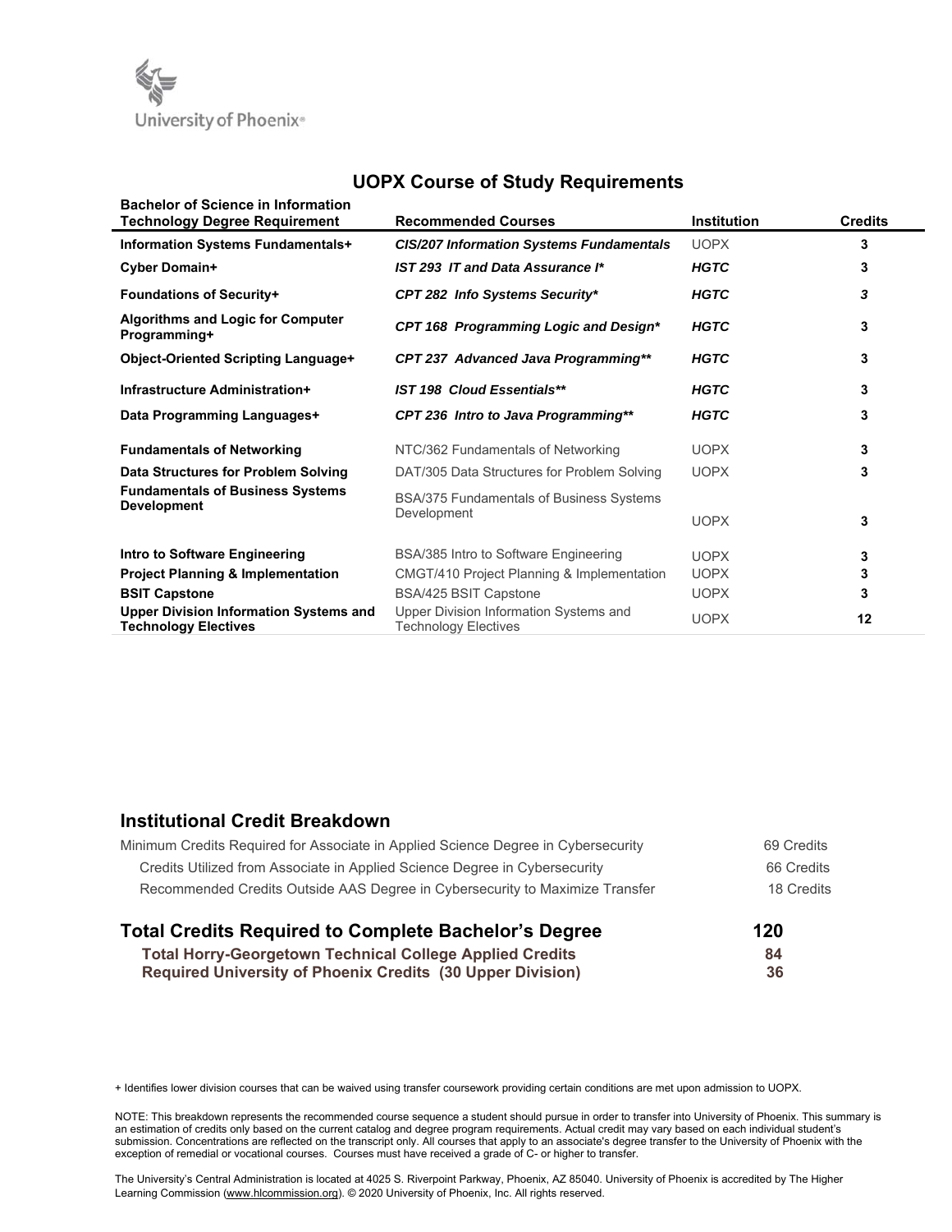## UOPX Course of Study Requirements

| Bachelor of Science in Information Technology Degree Requirement | Recommended Courses | Institution | Credits |
|---|---|---|---|
| **Information Systems Fundamentals+** | ***CIS/207 Information Systems Fundamentals*** | UOPX | **3** |
| **Cyber Domain+** | ***IST 293 IT and Data Assurance I**** | ***HGTC*** | **3** |
| **Foundations of Security+** | ***CPT 282 Info Systems Security**** | ***HGTC*** | ***3*** |
| **Algorithms and Logic for Computer Programming+** | ***CPT 168 Programming Logic and Design**** | ***HGTC*** | **3** |
| **Object-Oriented Scripting Language+** | ***CPT 237 Advanced Java Programming***** | ***HGTC*** | **3** |
| **Infrastructure Administration+** | ***IST 198 Cloud Essentials***** | ***HGTC*** | **3** |
| **Data Programming Languages+** | ***CPT 236 Intro to Java Programming***** | ***HGTC*** | **3** |
| **Fundamentals of Networking** | NTC/362 Fundamentals of Networking | UOPX | **3** |
| **Data Structures for Problem Solving** | DAT/305 Data Structures for Problem Solving | UOPX | **3** |
| **Fundamentals of Business Systems Development** | BSA/375 Fundamentals of Business Systems Development | UOPX | **3** |
| **Intro to Software Engineering** | BSA/385 Intro to Software Engineering | UOPX | **3** |
| **Project Planning & Implementation** | CMGT/410 Project Planning & Implementation | UOPX | **3** |
| **BSIT Capstone** | BSA/425 BSIT Capstone | UOPX | **3** |
| **Upper Division Information Systems and Technology Electives** | Upper Division Information Systems and Technology Electives | UOPX | **12** |

## Institutional Credit Breakdown

| | |
|---|---|
| Minimum Credits Required for Associate in Applied Science Degree in Cybersecurity | 69 Credits |
| Credits Utilized from Associate in Applied Science Degree in Cybersecurity | 66 Credits |
| Recommended Credits Outside AAS Degree in Cybersecurity to Maximize Transfer | 18 Credits |

| | |
|---|---|
| **Total Credits Required to Complete Bachelor's Degree** | **120** |
| **Total Horry-Georgetown Technical College Applied Credits** | **84** |
| **Required University of Phoenix Credits (30 Upper Division)** | **36** |

+ Identifies lower division courses that can be waived using transfer coursework providing certain conditions are met upon admission to UOPX.

NOTE: This breakdown represents the recommended course sequence a student should pursue in order to transfer into University of Phoenix. This summary is an estimation of credits only based on the current catalog and degree program requirements. Actual credit may vary based on each individual student's submission. Concentrations are reflected on the transcript only. All courses that apply to an associate's degree transfer to the University of Phoenix with the exception of remedial or vocational courses. Courses must have received a grade of C- or higher to transfer.

The University's Central Administration is located at 4025 S. Riverpoint Parkway, Phoenix, AZ 85040. University of Phoenix is accredited by The Higher Learning Commission (www.hlcommission.org). © 2020 University of Phoenix, Inc. All rights reserved.